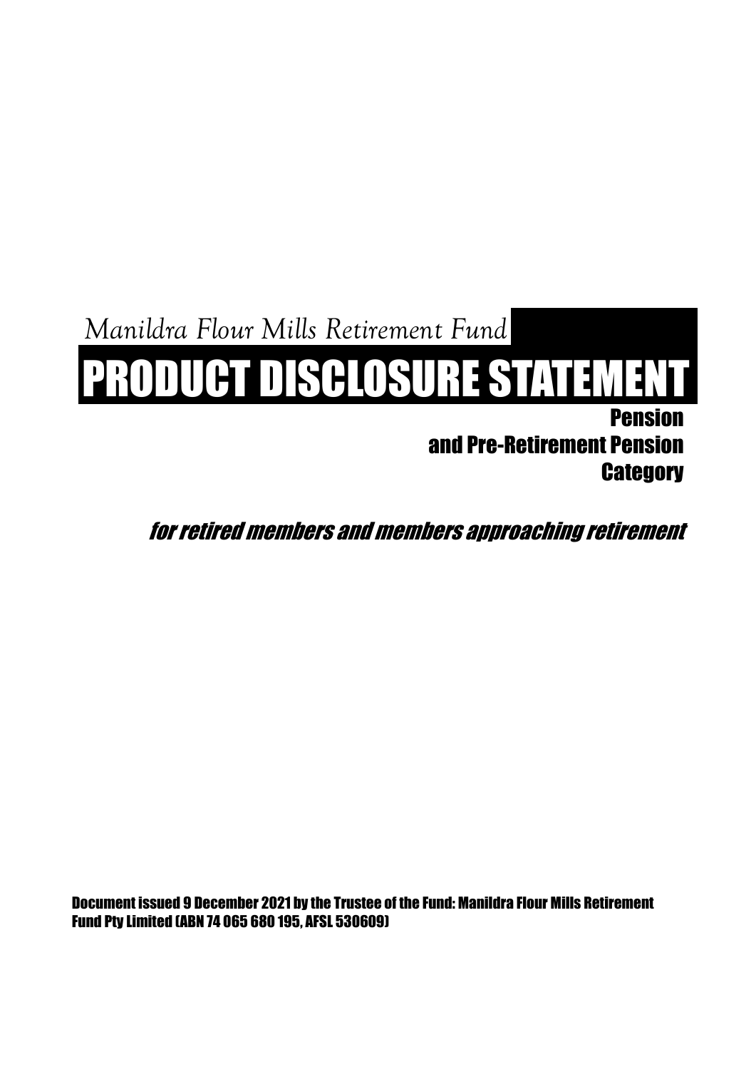*Manildra Flour Mills Retirement Fund*

# PRODUCT DISCLOSURE STATEMENT

## Pension and Pre-Retirement Pension Category

***for retired members and members approaching retirement***

**Document issued 9 December 2021 by the Trustee of the Fund: Manildra Flour Mills Retirement Fund Pty Limited (ABN 74 065 680 195, AFSL 530609)**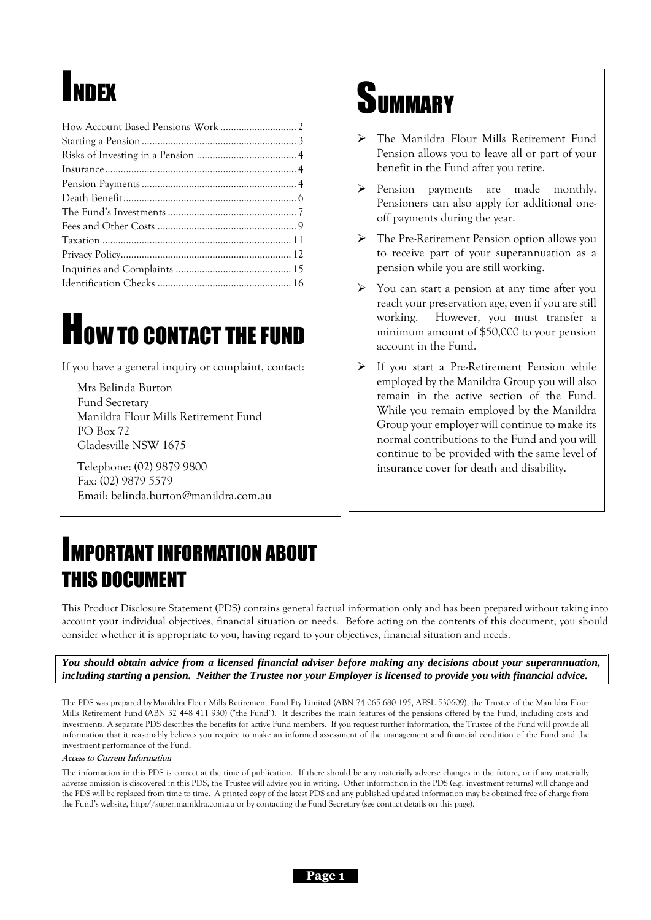# INDEX

How Account Based Pensions Work ............................ 2
Starting a Pension ............................................ 3
Risks of Investing in a Pension ............................ 4
Insurance ....................................................... 4
Pension Payments ............................................ 4
Death Benefit .................................................. 6
The Fund's Investments ...................................... 7
Fees and Other Costs ........................................ 9
Taxation ........................................................ 11
Privacy Policy ................................................. 12
Inquiries and Complaints ................................... 15
Identification Checks ........................................ 16

# HOW TO CONTACT THE FUND

If you have a general inquiry or complaint, contact:

Mrs Belinda Burton
Fund Secretary
Manildra Flour Mills Retirement Fund
PO Box 72
Gladesville NSW 1675

Telephone: (02) 9879 9800
Fax: (02) 9879 5579
Email: belinda.burton@manildra.com.au

# SUMMARY

- The Manildra Flour Mills Retirement Fund Pension allows you to leave all or part of your benefit in the Fund after you retire.
- Pension payments are made monthly. Pensioners can also apply for additional one-off payments during the year.
- The Pre-Retirement Pension option allows you to receive part of your superannuation as a pension while you are still working.
- You can start a pension at any time after you reach your preservation age, even if you are still working. However, you must transfer a minimum amount of $50,000 to your pension account in the Fund.
- If you start a Pre-Retirement Pension while employed by the Manildra Group you will also remain in the active section of the Fund. While you remain employed by the Manildra Group your employer will continue to make its normal contributions to the Fund and you will continue to be provided with the same level of insurance cover for death and disability.

# IMPORTANT INFORMATION ABOUT THIS DOCUMENT

This Product Disclosure Statement (PDS) contains general factual information only and has been prepared without taking into account your individual objectives, financial situation or needs. Before acting on the contents of this document, you should consider whether it is appropriate to you, having regard to your objectives, financial situation and needs.

***You should obtain advice from a licensed financial adviser before making any decisions about your superannuation, including starting a pension. Neither the Trustee nor your Employer is licensed to provide you with financial advice.***

The PDS was prepared by Manildra Flour Mills Retirement Fund Pty Limited (ABN 74 065 680 195, AFSL 530609), the Trustee of the Manildra Flour Mills Retirement Fund (ABN 32 448 411 930) ("the Fund"). It describes the main features of the pensions offered by the Fund, including costs and investments. A separate PDS describes the benefits for active Fund members. If you request further information, the Trustee of the Fund will provide all information that it reasonably believes you require to make an informed assessment of the management and financial condition of the Fund and the investment performance of the Fund.

***Access to Current Information***

The information in this PDS is correct at the time of publication. If there should be any materially adverse changes in the future, or if any materially adverse omission is discovered in this PDS, the Trustee will advise you in writing. Other information in the PDS (e.g. investment returns) will change and the PDS will be replaced from time to time. A printed copy of the latest PDS and any published updated information may be obtained free of charge from the Fund's website, http://super.manildra.com.au or by contacting the Fund Secretary (see contact details on this page).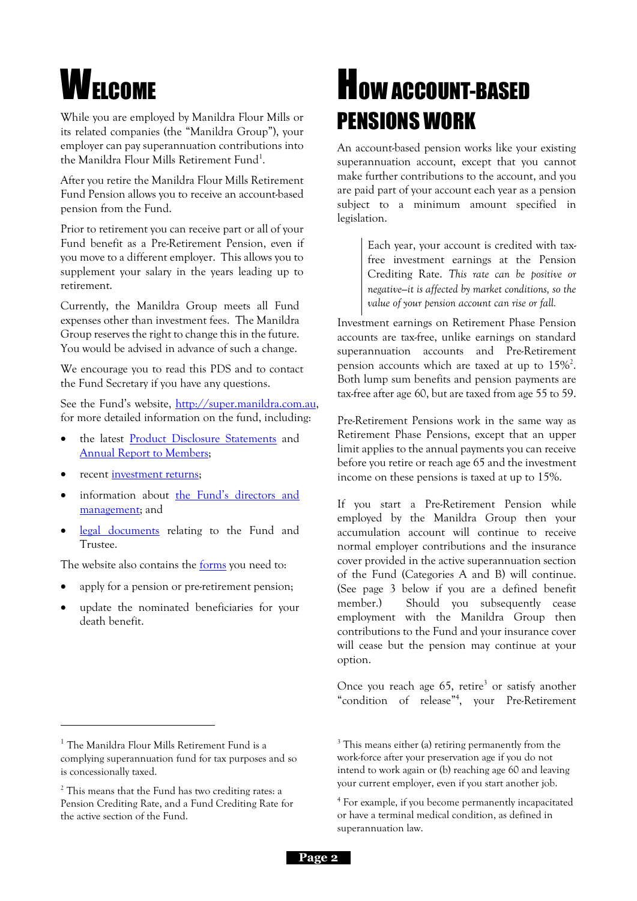# Welcome

While you are employed by Manildra Flour Mills or its related companies (the "Manildra Group"), your employer can pay superannuation contributions into the Manildra Flour Mills Retirement Fund[1].

After you retire the Manildra Flour Mills Retirement Fund Pension allows you to receive an account-based pension from the Fund.

Prior to retirement you can receive part or all of your Fund benefit as a Pre-Retirement Pension, even if you move to a different employer. This allows you to supplement your salary in the years leading up to retirement.

Currently, the Manildra Group meets all Fund expenses other than investment fees. The Manildra Group reserves the right to change this in the future. You would be advised in advance of such a change.

We encourage you to read this PDS and to contact the Fund Secretary if you have any questions.

See the Fund's website, http://super.manildra.com.au, for more detailed information on the fund, including:

- the latest Product Disclosure Statements and Annual Report to Members;
- recent investment returns;
- information about the Fund's directors and management; and
- legal documents relating to the Fund and Trustee.

The website also contains the forms you need to:

- apply for a pension or pre-retirement pension;
- update the nominated beneficiaries for your death benefit.

# How account-based pensions work

An account-based pension works like your existing superannuation account, except that you cannot make further contributions to the account, and you are paid part of your account each year as a pension subject to a minimum amount specified in legislation.

> Each year, your account is credited with tax-free investment earnings at the Pension Crediting Rate. *This rate can be positive or negative–it is affected by market conditions, so the value of your pension account can rise or fall.*

Investment earnings on Retirement Phase Pension accounts are tax-free, unlike earnings on standard superannuation accounts and Pre-Retirement pension accounts which are taxed at up to 15%[2]. Both lump sum benefits and pension payments are tax-free after age 60, but are taxed from age 55 to 59.

Pre-Retirement Pensions work in the same way as Retirement Phase Pensions, except that an upper limit applies to the annual payments you can receive before you retire or reach age 65 and the investment income on these pensions is taxed at up to 15%.

If you start a Pre-Retirement Pension while employed by the Manildra Group then your accumulation account will continue to receive normal employer contributions and the insurance cover provided in the active superannuation section of the Fund (Categories A and B) will continue. (See page 3 below if you are a defined benefit member.) Should you subsequently cease employment with the Manildra Group then contributions to the Fund and your insurance cover will cease but the pension may continue at your option.

Once you reach age 65, retire[3] or satisfy another "condition of release"[4], your Pre-Retirement

---

[1] The Manildra Flour Mills Retirement Fund is a complying superannuation fund for tax purposes and so is concessionally taxed.

[2] This means that the Fund has two crediting rates: a Pension Crediting Rate, and a Fund Crediting Rate for the active section of the Fund.

[3] This means either (a) retiring permanently from the work-force after your preservation age if you do not intend to work again or (b) reaching age 60 and leaving your current employer, even if you start another job.

[4] For example, if you become permanently incapacitated or have a terminal medical condition, as defined in superannuation law.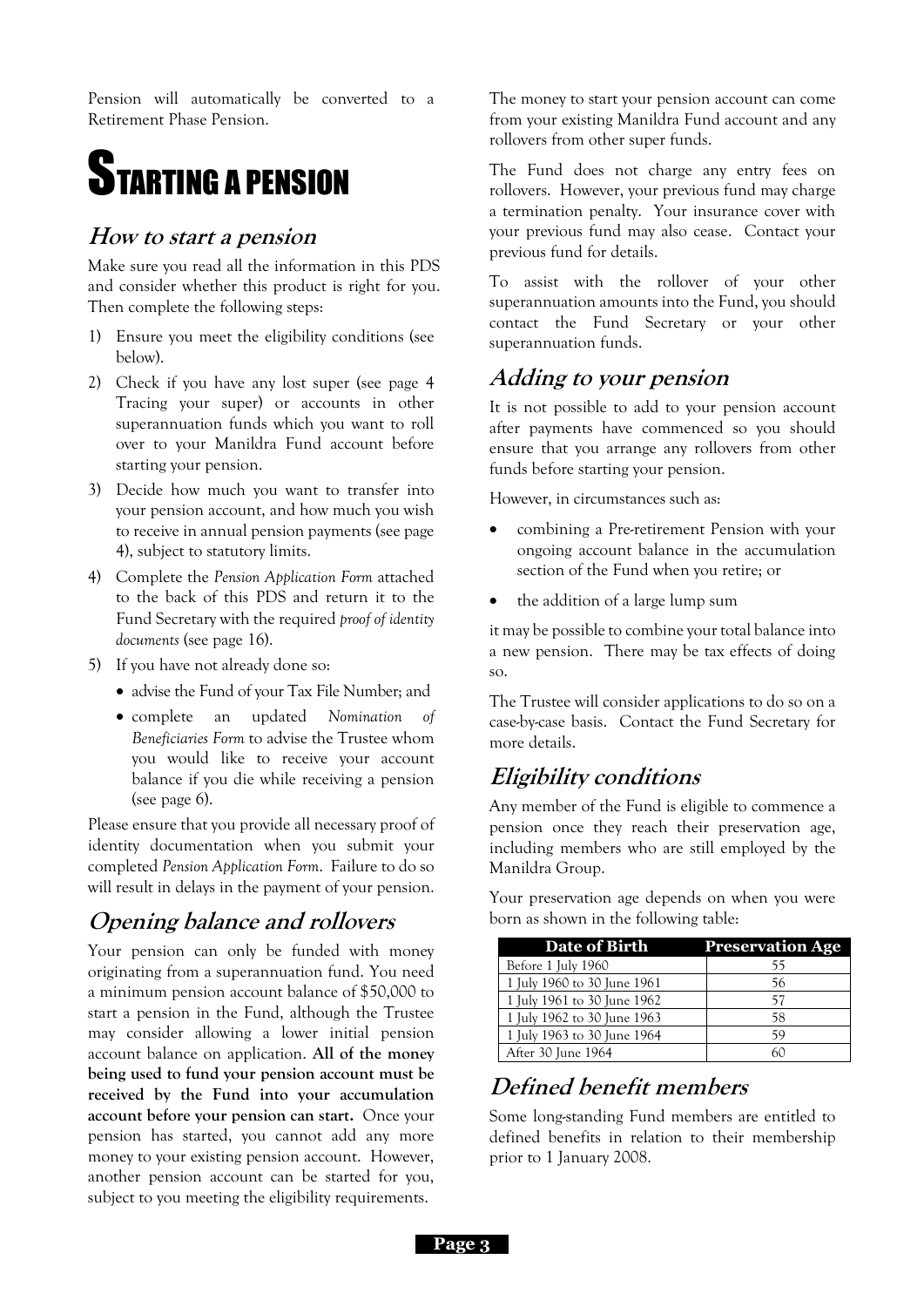Pension will automatically be converted to a Retirement Phase Pension.

# STARTING A PENSION

## How to start a pension

Make sure you read all the information in this PDS and consider whether this product is right for you. Then complete the following steps:

1) Ensure you meet the eligibility conditions (see below).
2) Check if you have any lost super (see page 4 Tracing your super) or accounts in other superannuation funds which you want to roll over to your Manildra Fund account before starting your pension.
3) Decide how much you want to transfer into your pension account, and how much you wish to receive in annual pension payments (see page 4), subject to statutory limits.
4) Complete the *Pension Application Form* attached to the back of this PDS and return it to the Fund Secretary with the required *proof of identity documents* (see page 16).
5) If you have not already done so:
    - advise the Fund of your Tax File Number; and
    - complete an updated *Nomination of Beneficiaries Form* to advise the Trustee whom you would like to receive your account balance if you die while receiving a pension (see page 6).

Please ensure that you provide all necessary proof of identity documentation when you submit your completed *Pension Application Form*. Failure to do so will result in delays in the payment of your pension.

## Opening balance and rollovers

Your pension can only be funded with money originating from a superannuation fund. You need a minimum pension account balance of $50,000 to start a pension in the Fund, although the Trustee may consider allowing a lower initial pension account balance on application. **All of the money being used to fund your pension account must be received by the Fund into your accumulation account before your pension can start.** Once your pension has started, you cannot add any more money to your existing pension account. However, another pension account can be started for you, subject to you meeting the eligibility requirements.

The money to start your pension account can come from your existing Manildra Fund account and any rollovers from other super funds.

The Fund does not charge any entry fees on rollovers. However, your previous fund may charge a termination penalty. Your insurance cover with your previous fund may also cease. Contact your previous fund for details.

To assist with the rollover of your other superannuation amounts into the Fund, you should contact the Fund Secretary or your other superannuation funds.

## Adding to your pension

It is not possible to add to your pension account after payments have commenced so you should ensure that you arrange any rollovers from other funds before starting your pension.

However, in circumstances such as:

- combining a Pre-retirement Pension with your ongoing account balance in the accumulation section of the Fund when you retire; or
- the addition of a large lump sum

it may be possible to combine your total balance into a new pension. There may be tax effects of doing so.

The Trustee will consider applications to do so on a case-by-case basis. Contact the Fund Secretary for more details.

## Eligibility conditions

Any member of the Fund is eligible to commence a pension once they reach their preservation age, including members who are still employed by the Manildra Group.

Your preservation age depends on when you were born as shown in the following table:

| Date of Birth | Preservation Age |
|---|---|
| Before 1 July 1960 | 55 |
| 1 July 1960 to 30 June 1961 | 56 |
| 1 July 1961 to 30 June 1962 | 57 |
| 1 July 1962 to 30 June 1963 | 58 |
| 1 July 1963 to 30 June 1964 | 59 |
| After 30 June 1964 | 60 |

## Defined benefit members

Some long-standing Fund members are entitled to defined benefits in relation to their membership prior to 1 January 2008.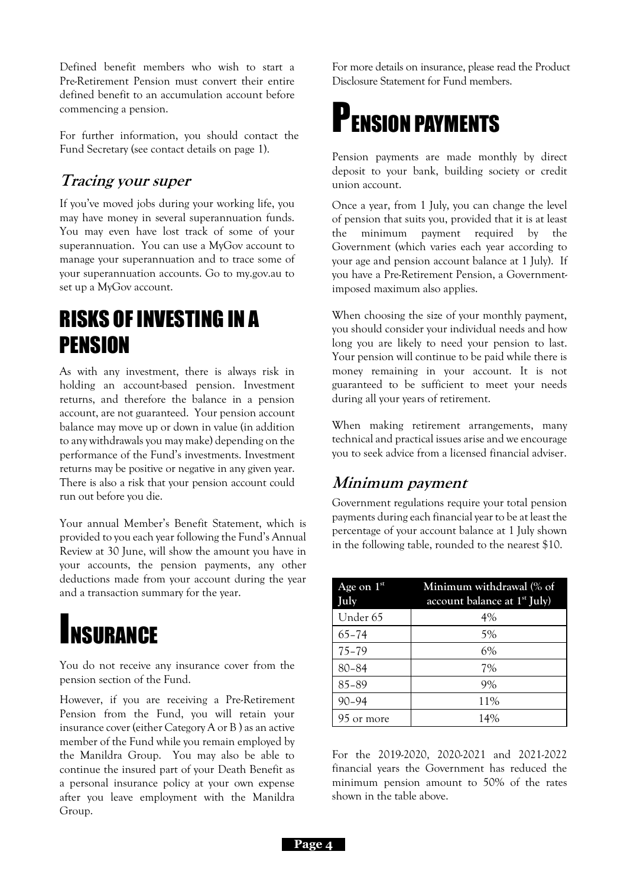Defined benefit members who wish to start a Pre-Retirement Pension must convert their entire defined benefit to an accumulation account before commencing a pension.

For further information, you should contact the Fund Secretary (see contact details on page 1).

### Tracing your super

If you've moved jobs during your working life, you may have money in several superannuation funds. You may even have lost track of some of your superannuation. You can use a MyGov account to manage your superannuation and to trace some of your superannuation accounts. Go to my.gov.au to set up a MyGov account.

## RISKS OF INVESTING IN A PENSION

As with any investment, there is always risk in holding an account-based pension. Investment returns, and therefore the balance in a pension account, are not guaranteed. Your pension account balance may move up or down in value (in addition to any withdrawals you may make) depending on the performance of the Fund's investments. Investment returns may be positive or negative in any given year. There is also a risk that your pension account could run out before you die.

Your annual Member's Benefit Statement, which is provided to you each year following the Fund's Annual Review at 30 June, will show the amount you have in your accounts, the pension payments, any other deductions made from your account during the year and a transaction summary for the year.

## INSURANCE

You do not receive any insurance cover from the pension section of the Fund.

However, if you are receiving a Pre-Retirement Pension from the Fund, you will retain your insurance cover (either Category A or B ) as an active member of the Fund while you remain employed by the Manildra Group. You may also be able to continue the insured part of your Death Benefit as a personal insurance policy at your own expense after you leave employment with the Manildra Group.

For more details on insurance, please read the Product Disclosure Statement for Fund members.

## PENSION PAYMENTS

Pension payments are made monthly by direct deposit to your bank, building society or credit union account.

Once a year, from 1 July, you can change the level of pension that suits you, provided that it is at least the minimum payment required by the Government (which varies each year according to your age and pension account balance at 1 July). If you have a Pre-Retirement Pension, a Government-imposed maximum also applies.

When choosing the size of your monthly payment, you should consider your individual needs and how long you are likely to need your pension to last. Your pension will continue to be paid while there is money remaining in your account. It is not guaranteed to be sufficient to meet your needs during all your years of retirement.

When making retirement arrangements, many technical and practical issues arise and we encourage you to seek advice from a licensed financial adviser.

### Minimum payment

Government regulations require your total pension payments during each financial year to be at least the percentage of your account balance at 1 July shown in the following table, rounded to the nearest $10.

| Age on 1st July | Minimum withdrawal (% of account balance at 1st July) |
|---|---|
| Under 65 | 4% |
| 65–74 | 5% |
| 75–79 | 6% |
| 80–84 | 7% |
| 85–89 | 9% |
| 90–94 | 11% |
| 95 or more | 14% |

For the 2019-2020, 2020-2021 and 2021-2022 financial years the Government has reduced the minimum pension amount to 50% of the rates shown in the table above.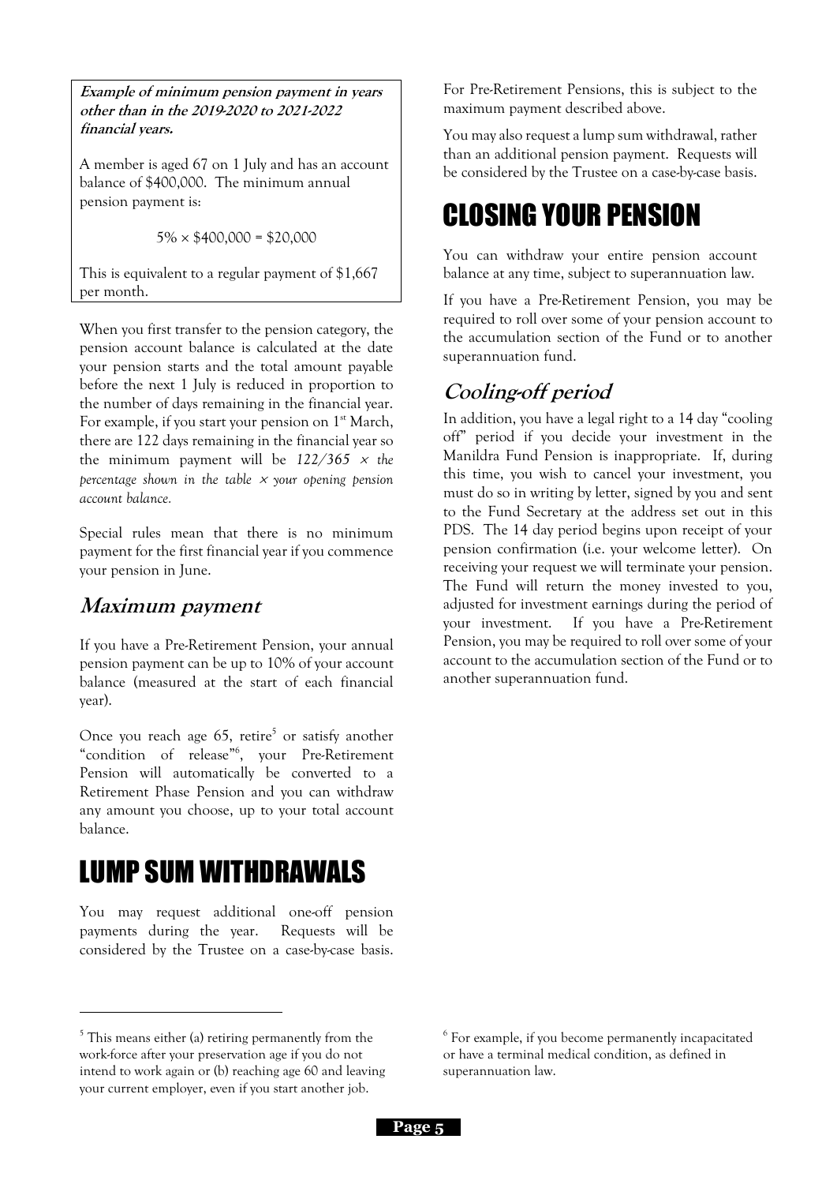**Example of minimum pension payment in years other than in the 2019-2020 to 2021-2022 financial years.**

A member is aged 67 on 1 July and has an account balance of $400,000. The minimum annual pension payment is:

5% × $400,000 = $20,000

This is equivalent to a regular payment of $1,667 per month.

When you first transfer to the pension category, the pension account balance is calculated at the date your pension starts and the total amount payable before the next 1 July is reduced in proportion to the number of days remaining in the financial year. For example, if you start your pension on 1st March, there are 122 days remaining in the financial year so the minimum payment will be *122/365 × the percentage shown in the table × your opening pension account balance.*

Special rules mean that there is no minimum payment for the first financial year if you commence your pension in June.

## *Maximum payment*

If you have a Pre-Retirement Pension, your annual pension payment can be up to 10% of your account balance (measured at the start of each financial year).

Once you reach age 65, retire[5] or satisfy another "condition of release"[6], your Pre-Retirement Pension will automatically be converted to a Retirement Phase Pension and you can withdraw any amount you choose, up to your total account balance.

# LUMP SUM WITHDRAWALS

You may request additional one-off pension payments during the year. Requests will be considered by the Trustee on a case-by-case basis. For Pre-Retirement Pensions, this is subject to the maximum payment described above.

You may also request a lump sum withdrawal, rather than an additional pension payment. Requests will be considered by the Trustee on a case-by-case basis.

# CLOSING YOUR PENSION

You can withdraw your entire pension account balance at any time, subject to superannuation law.

If you have a Pre-Retirement Pension, you may be required to roll over some of your pension account to the accumulation section of the Fund or to another superannuation fund.

## *Cooling-off period*

In addition, you have a legal right to a 14 day "cooling off" period if you decide your investment in the Manildra Fund Pension is inappropriate. If, during this time, you wish to cancel your investment, you must do so in writing by letter, signed by you and sent to the Fund Secretary at the address set out in this PDS. The 14 day period begins upon receipt of your pension confirmation (i.e. your welcome letter). On receiving your request we will terminate your pension. The Fund will return the money invested to you, adjusted for investment earnings during the period of your investment. If you have a Pre-Retirement Pension, you may be required to roll over some of your account to the accumulation section of the Fund or to another superannuation fund.

---

[5] This means either (a) retiring permanently from the work-force after your preservation age if you do not intend to work again or (b) reaching age 60 and leaving your current employer, even if you start another job.

[6] For example, if you become permanently incapacitated or have a terminal medical condition, as defined in superannuation law.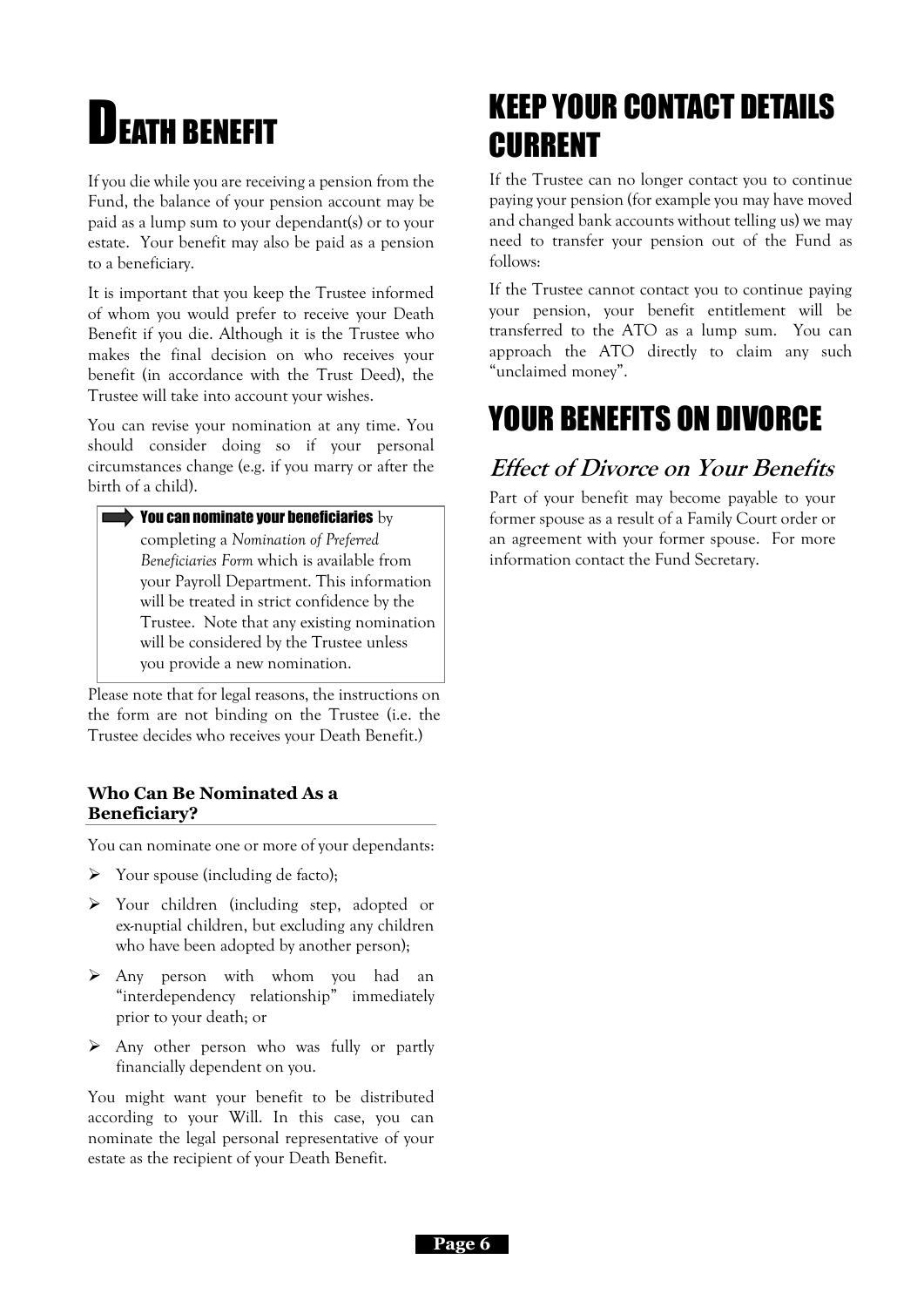# Death Benefit

If you die while you are receiving a pension from the Fund, the balance of your pension account may be paid as a lump sum to your dependant(s) or to your estate. Your benefit may also be paid as a pension to a beneficiary.

It is important that you keep the Trustee informed of whom you would prefer to receive your Death Benefit if you die. Although it is the Trustee who makes the final decision on who receives your benefit (in accordance with the Trust Deed), the Trustee will take into account your wishes.

You can revise your nomination at any time. You should consider doing so if your personal circumstances change (e.g. if you marry or after the birth of a child).

> **You can nominate your beneficiaries** by completing a *Nomination of Preferred Beneficiaries Form* which is available from your Payroll Department. This information will be treated in strict confidence by the Trustee. Note that any existing nomination will be considered by the Trustee unless you provide a new nomination.

Please note that for legal reasons, the instructions on the form are not binding on the Trustee (i.e. the Trustee decides who receives your Death Benefit.)

### Who Can Be Nominated As a Beneficiary?

You can nominate one or more of your dependants:

- Your spouse (including de facto);
- Your children (including step, adopted or ex-nuptial children, but excluding any children who have been adopted by another person);
- Any person with whom you had an "interdependency relationship" immediately prior to your death; or
- Any other person who was fully or partly financially dependent on you.

You might want your benefit to be distributed according to your Will. In this case, you can nominate the legal personal representative of your estate as the recipient of your Death Benefit.

# Keep Your Contact Details Current

If the Trustee can no longer contact you to continue paying your pension (for example you may have moved and changed bank accounts without telling us) we may need to transfer your pension out of the Fund as follows:

If the Trustee cannot contact you to continue paying your pension, your benefit entitlement will be transferred to the ATO as a lump sum. You can approach the ATO directly to claim any such "unclaimed money".

# Your Benefits on Divorce

## *Effect of Divorce on Your Benefits*

Part of your benefit may become payable to your former spouse as a result of a Family Court order or an agreement with your former spouse. For more information contact the Fund Secretary.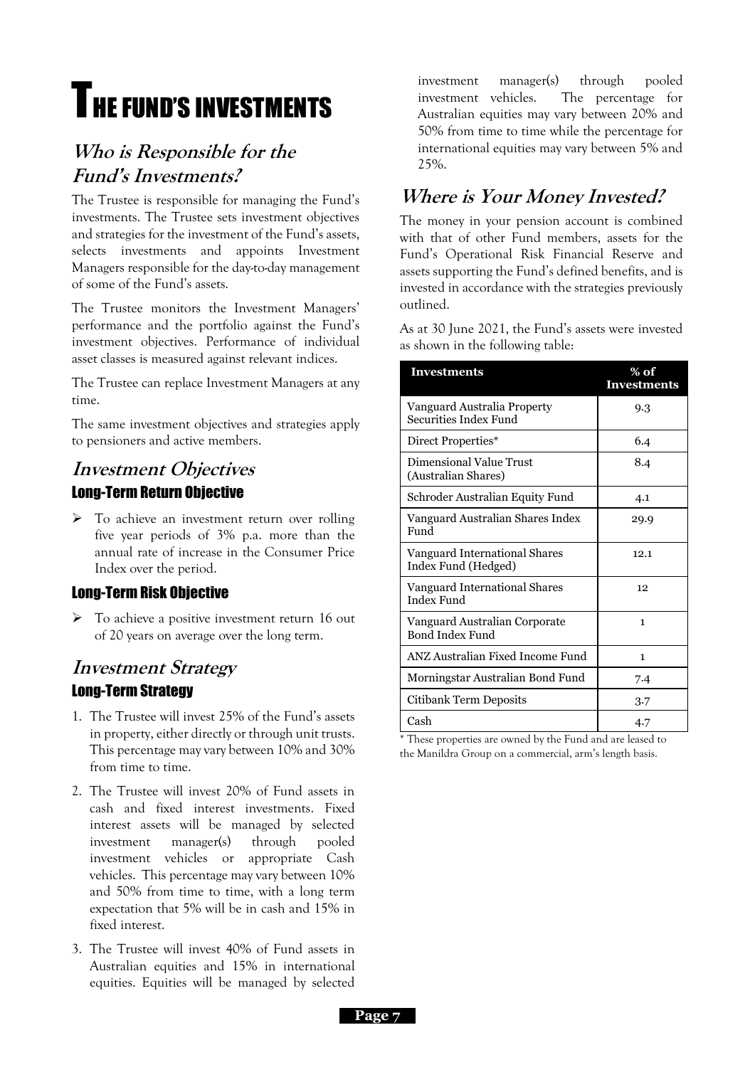# The Fund's Investments

## *Who is Responsible for the Fund's Investments?*

The Trustee is responsible for managing the Fund's investments. The Trustee sets investment objectives and strategies for the investment of the Fund's assets, selects investments and appoints Investment Managers responsible for the day-to-day management of some of the Fund's assets.

The Trustee monitors the Investment Managers' performance and the portfolio against the Fund's investment objectives. Performance of individual asset classes is measured against relevant indices.

The Trustee can replace Investment Managers at any time.

The same investment objectives and strategies apply to pensioners and active members.

## *Investment Objectives*

### Long-Term Return Objective

- To achieve an investment return over rolling five year periods of 3% p.a. more than the annual rate of increase in the Consumer Price Index over the period.

### Long-Term Risk Objective

- To achieve a positive investment return 16 out of 20 years on average over the long term.

## *Investment Strategy*

### Long-Term Strategy

1. The Trustee will invest 25% of the Fund's assets in property, either directly or through unit trusts. This percentage may vary between 10% and 30% from time to time.
2. The Trustee will invest 20% of Fund assets in cash and fixed interest investments. Fixed interest assets will be managed by selected investment manager(s) through pooled investment vehicles or appropriate Cash vehicles. This percentage may vary between 10% and 50% from time to time, with a long term expectation that 5% will be in cash and 15% in fixed interest.
3. The Trustee will invest 40% of Fund assets in Australian equities and 15% in international equities. Equities will be managed by selected investment manager(s) through pooled investment vehicles. The percentage for Australian equities may vary between 20% and 50% from time to time while the percentage for international equities may vary between 5% and 25%.

## *Where is Your Money Invested?*

The money in your pension account is combined with that of other Fund members, assets for the Fund's Operational Risk Financial Reserve and assets supporting the Fund's defined benefits, and is invested in accordance with the strategies previously outlined.

As at 30 June 2021, the Fund's assets were invested as shown in the following table:

| Investments | % of Investments |
|---|---|
| Vanguard Australia Property Securities Index Fund | 9.3 |
| Direct Properties* | 6.4 |
| Dimensional Value Trust (Australian Shares) | 8.4 |
| Schroder Australian Equity Fund | 4.1 |
| Vanguard Australian Shares Index Fund | 29.9 |
| Vanguard International Shares Index Fund (Hedged) | 12.1 |
| Vanguard International Shares Index Fund | 12 |
| Vanguard Australian Corporate Bond Index Fund | 1 |
| ANZ Australian Fixed Income Fund | 1 |
| Morningstar Australian Bond Fund | 7.4 |
| Citibank Term Deposits | 3.7 |
| Cash | 4.7 |

* These properties are owned by the Fund and are leased to the Manildra Group on a commercial, arm's length basis.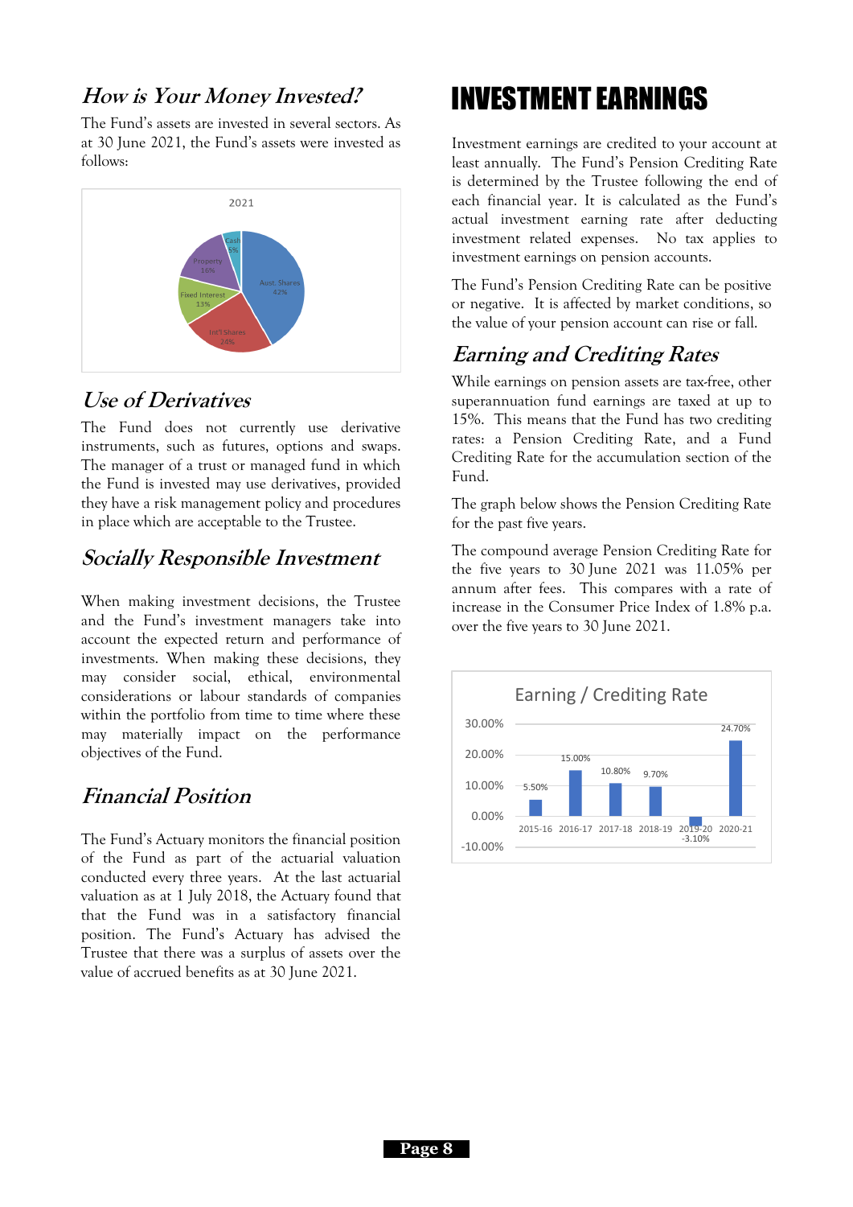## *How is Your Money Invested?*

The Fund's assets are invested in several sectors. As at 30 June 2021, the Fund's assets were invested as follows:

| 2021 | |
|---|---|
| Aust. Shares | 42% |
| Int'l Shares | 24% |
| Fixed Interest | 13% |
| Property | 16% |
| Cash | 5% |

## *Use of Derivatives*

The Fund does not currently use derivative instruments, such as futures, options and swaps. The manager of a trust or managed fund in which the Fund is invested may use derivatives, provided they have a risk management policy and procedures in place which are acceptable to the Trustee.

## *Socially Responsible Investment*

When making investment decisions, the Trustee and the Fund's investment managers take into account the expected return and performance of investments. When making these decisions, they may consider social, ethical, environmental considerations or labour standards of companies within the portfolio from time to time where these may materially impact on the performance objectives of the Fund.

## *Financial Position*

The Fund's Actuary monitors the financial position of the Fund as part of the actuarial valuation conducted every three years. At the last actuarial valuation as at 1 July 2018, the Actuary found that that the Fund was in a satisfactory financial position. The Fund's Actuary has advised the Trustee that there was a surplus of assets over the value of accrued benefits as at 30 June 2021.

# INVESTMENT EARNINGS

Investment earnings are credited to your account at least annually. The Fund's Pension Crediting Rate is determined by the Trustee following the end of each financial year. It is calculated as the Fund's actual investment earning rate after deducting investment related expenses. No tax applies to investment earnings on pension accounts.

The Fund's Pension Crediting Rate can be positive or negative. It is affected by market conditions, so the value of your pension account can rise or fall.

## *Earning and Crediting Rates*

While earnings on pension assets are tax-free, other superannuation fund earnings are taxed at up to 15%. This means that the Fund has two crediting rates: a Pension Crediting Rate, and a Fund Crediting Rate for the accumulation section of the Fund.

The graph below shows the Pension Crediting Rate for the past five years.

The compound average Pension Crediting Rate for the five years to 30 June 2021 was 11.05% per annum after fees. This compares with a rate of increase in the Consumer Price Index of 1.8% p.a. over the five years to 30 June 2021.

**Earning / Crediting Rate**

| Year | Rate |
|---|---|
| 2015-16 | 5.50% |
| 2016-17 | 15.00% |
| 2017-18 | 10.80% |
| 2018-19 | 9.70% |
| 2019-20 | -3.10% |
| 2020-21 | 24.70% |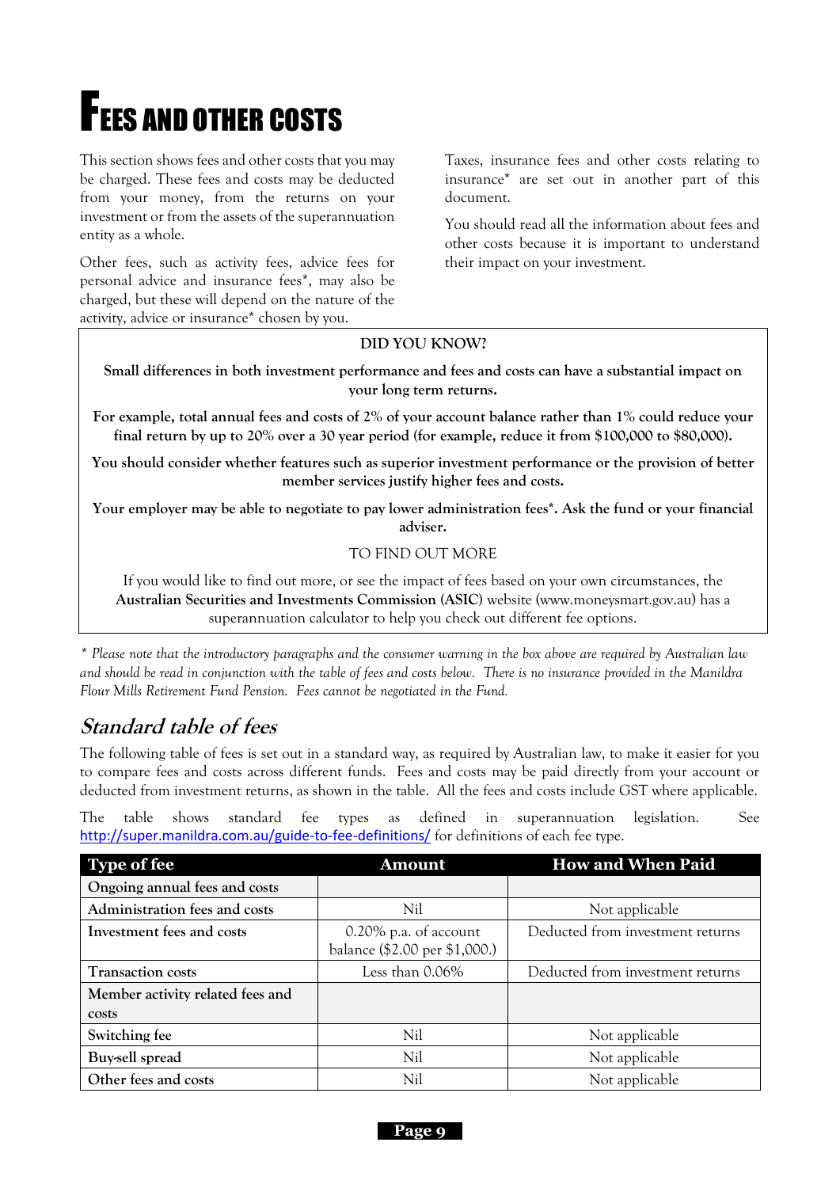# Fees and other costs

This section shows fees and other costs that you may be charged. These fees and costs may be deducted from your money, from the returns on your investment or from the assets of the superannuation entity as a whole.

Other fees, such as activity fees, advice fees for personal advice and insurance fees*, may also be charged, but these will depend on the nature of the activity, advice or insurance* chosen by you.

Taxes, insurance fees and other costs relating to insurance* are set out in another part of this document.

You should read all the information about fees and other costs because it is important to understand their impact on your investment.

**DID YOU KNOW?**

**Small differences in both investment performance and fees and costs can have a substantial impact on your long term returns.**

**For example, total annual fees and costs of 2% of your account balance rather than 1% could reduce your final return by up to 20% over a 30 year period (for example, reduce it from $100,000 to $80,000).**

**You should consider whether features such as superior investment performance or the provision of better member services justify higher fees and costs.**

**Your employer may be able to negotiate to pay lower administration fees*. Ask the fund or your financial adviser.**

TO FIND OUT MORE

If you would like to find out more, or see the impact of fees based on your own circumstances, the **Australian Securities and Investments Commission (ASIC)** website (www.moneysmart.gov.au) has a superannuation calculator to help you check out different fee options.

*\* Please note that the introductory paragraphs and the consumer warning in the box above are required by Australian law and should be read in conjunction with the table of fees and costs below. There is no insurance provided in the Manildra Flour Mills Retirement Fund Pension. Fees cannot be negotiated in the Fund.*

## *Standard table of fees*

The following table of fees is set out in a standard way, as required by Australian law, to make it easier for you to compare fees and costs across different funds. Fees and costs may be paid directly from your account or deducted from investment returns, as shown in the table. All the fees and costs include GST where applicable.

The table shows standard fee types as defined in superannuation legislation. See http://super.manildra.com.au/guide-to-fee-definitions/ for definitions of each fee type.

| Type of fee | Amount | How and When Paid |
|---|---|---|
| **Ongoing annual fees and costs** | | |
| **Administration fees and costs** | Nil | Not applicable |
| **Investment fees and costs** | 0.20% p.a. of account balance ($2.00 per $1,000.) | Deducted from investment returns |
| **Transaction costs** | Less than 0.06% | Deducted from investment returns |
| **Member activity related fees and costs** | | |
| **Switching fee** | Nil | Not applicable |
| **Buy-sell spread** | Nil | Not applicable |
| **Other fees and costs** | Nil | Not applicable |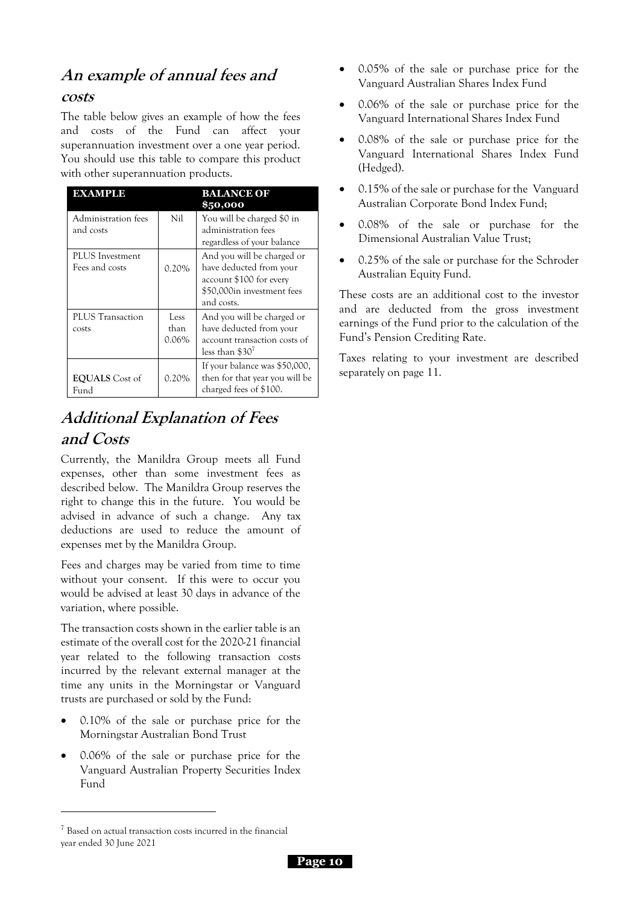## An example of annual fees and costs

The table below gives an example of how the fees and costs of the Fund can affect your superannuation investment over a one year period. You should use this table to compare this product with other superannuation products.

| EXAMPLE | | BALANCE OF $50,000 |
|---|---|---|
| Administration fees and costs | Nil | You will be charged $0 in administration fees regardless of your balance |
| PLUS Investment Fees and costs | 0.20% | And you will be charged or have deducted from your account $100 for every $50,000in investment fees and costs. |
| PLUS Transaction costs | Less than 0.06% | And you will be charged or have deducted from your account transaction costs of less than $30[7] |
| **EQUALS** Cost of Fund | 0.20% | If your balance was $50,000, then for that year you will be charged fees of $100. |

## Additional Explanation of Fees and Costs

Currently, the Manildra Group meets all Fund expenses, other than some investment fees as described below. The Manildra Group reserves the right to change this in the future. You would be advised in advance of such a change. Any tax deductions are used to reduce the amount of expenses met by the Manildra Group.

Fees and charges may be varied from time to time without your consent. If this were to occur you would be advised at least 30 days in advance of the variation, where possible.

The transaction costs shown in the earlier table is an estimate of the overall cost for the 2020-21 financial year related to the following transaction costs incurred by the relevant external manager at the time any units in the Morningstar or Vanguard trusts are purchased or sold by the Fund:

- 0.10% of the sale or purchase price for the Morningstar Australian Bond Trust
- 0.06% of the sale or purchase price for the Vanguard Australian Property Securities Index Fund
- 0.05% of the sale or purchase price for the Vanguard Australian Shares Index Fund
- 0.06% of the sale or purchase price for the Vanguard International Shares Index Fund
- 0.08% of the sale or purchase price for the Vanguard International Shares Index Fund (Hedged).
- 0.15% of the sale or purchase for the Vanguard Australian Corporate Bond Index Fund;
- 0.08% of the sale or purchase for the Dimensional Australian Value Trust;
- 0.25% of the sale or purchase for the Schroder Australian Equity Fund.

These costs are an additional cost to the investor and are deducted from the gross investment earnings of the Fund prior to the calculation of the Fund's Pension Crediting Rate.

Taxes relating to your investment are described separately on page 11.

[7] Based on actual transaction costs incurred in the financial year ended 30 June 2021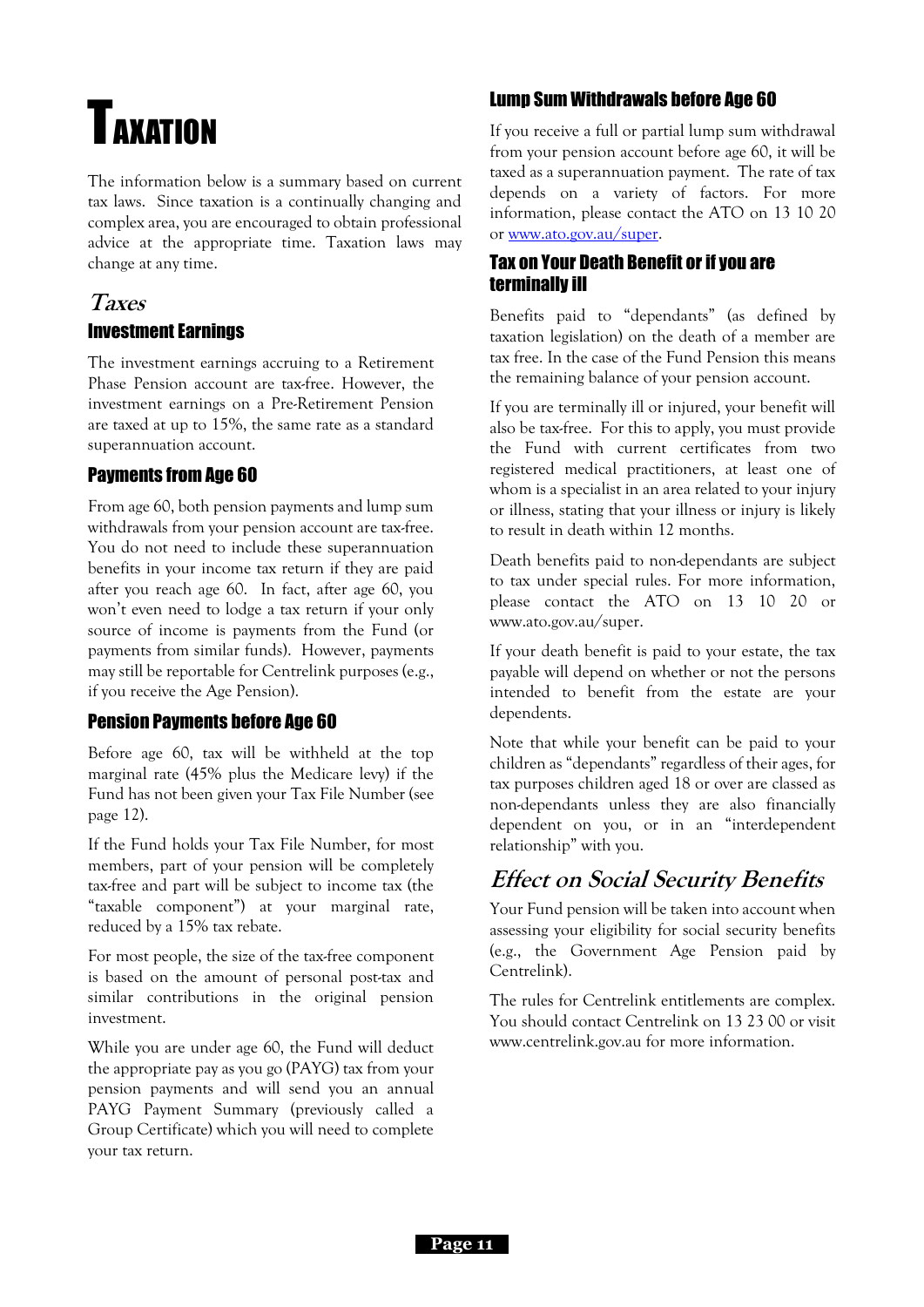# Taxation

The information below is a summary based on current tax laws. Since taxation is a continually changing and complex area, you are encouraged to obtain professional advice at the appropriate time. Taxation laws may change at any time.

## *Taxes*

### Investment Earnings

The investment earnings accruing to a Retirement Phase Pension account are tax-free. However, the investment earnings on a Pre-Retirement Pension are taxed at up to 15%, the same rate as a standard superannuation account.

### Payments from Age 60

From age 60, both pension payments and lump sum withdrawals from your pension account are tax-free. You do not need to include these superannuation benefits in your income tax return if they are paid after you reach age 60. In fact, after age 60, you won't even need to lodge a tax return if your only source of income is payments from the Fund (or payments from similar funds). However, payments may still be reportable for Centrelink purposes (e.g., if you receive the Age Pension).

### Pension Payments before Age 60

Before age 60, tax will be withheld at the top marginal rate (45% plus the Medicare levy) if the Fund has not been given your Tax File Number (see page 12).

If the Fund holds your Tax File Number, for most members, part of your pension will be completely tax-free and part will be subject to income tax (the "taxable component") at your marginal rate, reduced by a 15% tax rebate.

For most people, the size of the tax-free component is based on the amount of personal post-tax and similar contributions in the original pension investment.

While you are under age 60, the Fund will deduct the appropriate pay as you go (PAYG) tax from your pension payments and will send you an annual PAYG Payment Summary (previously called a Group Certificate) which you will need to complete your tax return.

### Lump Sum Withdrawals before Age 60

If you receive a full or partial lump sum withdrawal from your pension account before age 60, it will be taxed as a superannuation payment. The rate of tax depends on a variety of factors. For more information, please contact the ATO on 13 10 20 or [www.ato.gov.au/super](http://www.ato.gov.au/super).

### Tax on Your Death Benefit or if you are terminally ill

Benefits paid to "dependants" (as defined by taxation legislation) on the death of a member are tax free. In the case of the Fund Pension this means the remaining balance of your pension account.

If you are terminally ill or injured, your benefit will also be tax-free. For this to apply, you must provide the Fund with current certificates from two registered medical practitioners, at least one of whom is a specialist in an area related to your injury or illness, stating that your illness or injury is likely to result in death within 12 months.

Death benefits paid to non-dependants are subject to tax under special rules. For more information, please contact the ATO on 13 10 20 or www.ato.gov.au/super.

If your death benefit is paid to your estate, the tax payable will depend on whether or not the persons intended to benefit from the estate are your dependents.

Note that while your benefit can be paid to your children as "dependants" regardless of their ages, for tax purposes children aged 18 or over are classed as non-dependants unless they are also financially dependent on you, or in an "interdependent relationship" with you.

## *Effect on Social Security Benefits*

Your Fund pension will be taken into account when assessing your eligibility for social security benefits (e.g., the Government Age Pension paid by Centrelink).

The rules for Centrelink entitlements are complex. You should contact Centrelink on 13 23 00 or visit www.centrelink.gov.au for more information.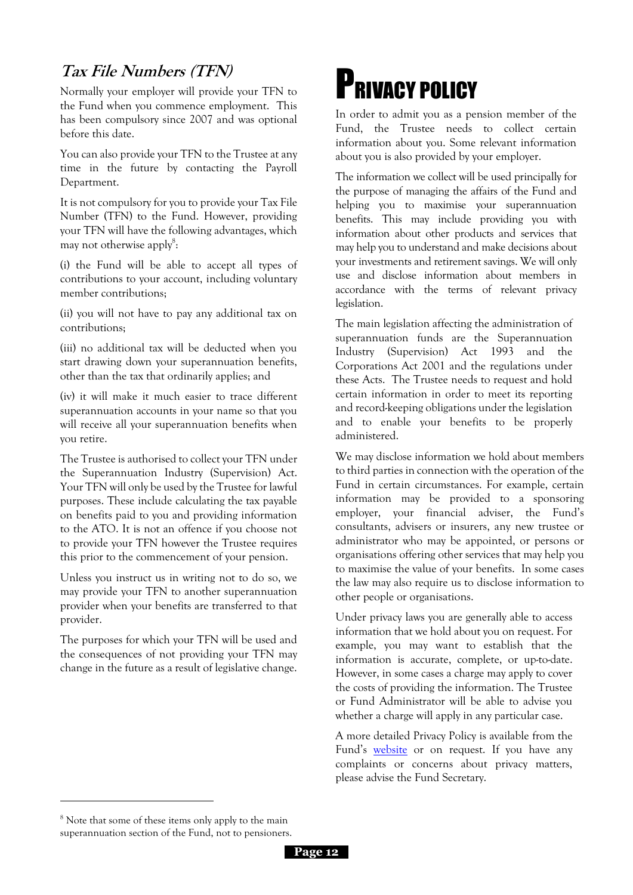## *Tax File Numbers (TFN)*

Normally your employer will provide your TFN to the Fund when you commence employment. This has been compulsory since 2007 and was optional before this date.

You can also provide your TFN to the Trustee at any time in the future by contacting the Payroll Department.

It is not compulsory for you to provide your Tax File Number (TFN) to the Fund. However, providing your TFN will have the following advantages, which may not otherwise apply[8]:

(i) the Fund will be able to accept all types of contributions to your account, including voluntary member contributions;

(ii) you will not have to pay any additional tax on contributions;

(iii) no additional tax will be deducted when you start drawing down your superannuation benefits, other than the tax that ordinarily applies; and

(iv) it will make it much easier to trace different superannuation accounts in your name so that you will receive all your superannuation benefits when you retire.

The Trustee is authorised to collect your TFN under the Superannuation Industry (Supervision) Act. Your TFN will only be used by the Trustee for lawful purposes. These include calculating the tax payable on benefits paid to you and providing information to the ATO. It is not an offence if you choose not to provide your TFN however the Trustee requires this prior to the commencement of your pension.

Unless you instruct us in writing not to do so, we may provide your TFN to another superannuation provider when your benefits are transferred to that provider.

The purposes for which your TFN will be used and the consequences of not providing your TFN may change in the future as a result of legislative change.

# PRIVACY POLICY

In order to admit you as a pension member of the Fund, the Trustee needs to collect certain information about you. Some relevant information about you is also provided by your employer.

The information we collect will be used principally for the purpose of managing the affairs of the Fund and helping you to maximise your superannuation benefits. This may include providing you with information about other products and services that may help you to understand and make decisions about your investments and retirement savings. We will only use and disclose information about members in accordance with the terms of relevant privacy legislation.

The main legislation affecting the administration of superannuation funds are the Superannuation Industry (Supervision) Act 1993 and the Corporations Act 2001 and the regulations under these Acts. The Trustee needs to request and hold certain information in order to meet its reporting and record-keeping obligations under the legislation and to enable your benefits to be properly administered.

We may disclose information we hold about members to third parties in connection with the operation of the Fund in certain circumstances. For example, certain information may be provided to a sponsoring employer, your financial adviser, the Fund's consultants, advisers or insurers, any new trustee or administrator who may be appointed, or persons or organisations offering other services that may help you to maximise the value of your benefits. In some cases the law may also require us to disclose information to other people or organisations.

Under privacy laws you are generally able to access information that we hold about you on request. For example, you may want to establish that the information is accurate, complete, or up-to-date. However, in some cases a charge may apply to cover the costs of providing the information. The Trustee or Fund Administrator will be able to advise you whether a charge will apply in any particular case.

A more detailed Privacy Policy is available from the Fund's website or on request. If you have any complaints or concerns about privacy matters, please advise the Fund Secretary.

[8] Note that some of these items only apply to the main superannuation section of the Fund, not to pensioners.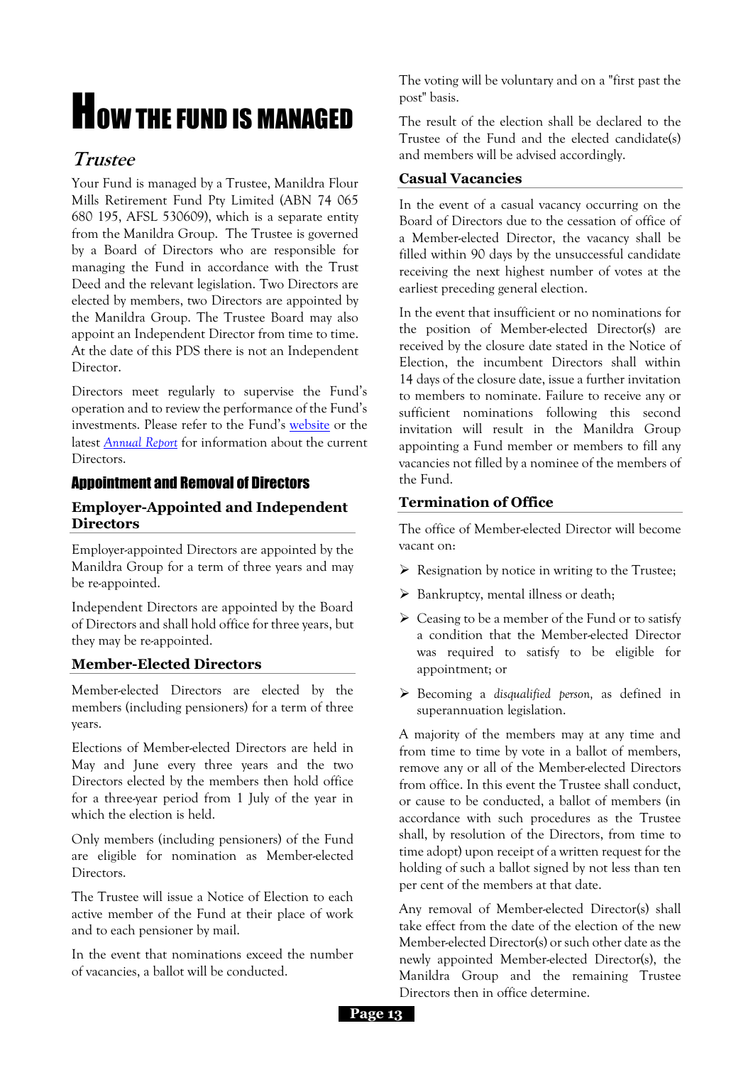# HOW THE FUND IS MANAGED

## *Trustee*

Your Fund is managed by a Trustee, Manildra Flour Mills Retirement Fund Pty Limited (ABN 74 065 680 195, AFSL 530609), which is a separate entity from the Manildra Group. The Trustee is governed by a Board of Directors who are responsible for managing the Fund in accordance with the Trust Deed and the relevant legislation. Two Directors are elected by members, two Directors are appointed by the Manildra Group. The Trustee Board may also appoint an Independent Director from time to time. At the date of this PDS there is not an Independent Director.

Directors meet regularly to supervise the Fund's operation and to review the performance of the Fund's investments. Please refer to the Fund's [website]() or the latest *[Annual Report]()* for information about the current Directors.

### Appointment and Removal of Directors

#### Employer-Appointed and Independent Directors

Employer-appointed Directors are appointed by the Manildra Group for a term of three years and may be re-appointed.

Independent Directors are appointed by the Board of Directors and shall hold office for three years, but they may be re-appointed.

#### Member-Elected Directors

Member-elected Directors are elected by the members (including pensioners) for a term of three years.

Elections of Member-elected Directors are held in May and June every three years and the two Directors elected by the members then hold office for a three-year period from 1 July of the year in which the election is held.

Only members (including pensioners) of the Fund are eligible for nomination as Member-elected Directors.

The Trustee will issue a Notice of Election to each active member of the Fund at their place of work and to each pensioner by mail.

In the event that nominations exceed the number of vacancies, a ballot will be conducted.

The voting will be voluntary and on a "first past the post" basis.

The result of the election shall be declared to the Trustee of the Fund and the elected candidate(s) and members will be advised accordingly.

#### Casual Vacancies

In the event of a casual vacancy occurring on the Board of Directors due to the cessation of office of a Member-elected Director, the vacancy shall be filled within 90 days by the unsuccessful candidate receiving the next highest number of votes at the earliest preceding general election.

In the event that insufficient or no nominations for the position of Member-elected Director(s) are received by the closure date stated in the Notice of Election, the incumbent Directors shall within 14 days of the closure date, issue a further invitation to members to nominate. Failure to receive any or sufficient nominations following this second invitation will result in the Manildra Group appointing a Fund member or members to fill any vacancies not filled by a nominee of the members of the Fund.

#### Termination of Office

The office of Member-elected Director will become vacant on:

- Resignation by notice in writing to the Trustee;
- Bankruptcy, mental illness or death;
- Ceasing to be a member of the Fund or to satisfy a condition that the Member-elected Director was required to satisfy to be eligible for appointment; or
- Becoming a *disqualified person,* as defined in superannuation legislation.

A majority of the members may at any time and from time to time by vote in a ballot of members, remove any or all of the Member-elected Directors from office. In this event the Trustee shall conduct, or cause to be conducted, a ballot of members (in accordance with such procedures as the Trustee shall, by resolution of the Directors, from time to time adopt) upon receipt of a written request for the holding of such a ballot signed by not less than ten per cent of the members at that date.

Any removal of Member-elected Director(s) shall take effect from the date of the election of the new Member-elected Director(s) or such other date as the newly appointed Member-elected Director(s), the Manildra Group and the remaining Trustee Directors then in office determine.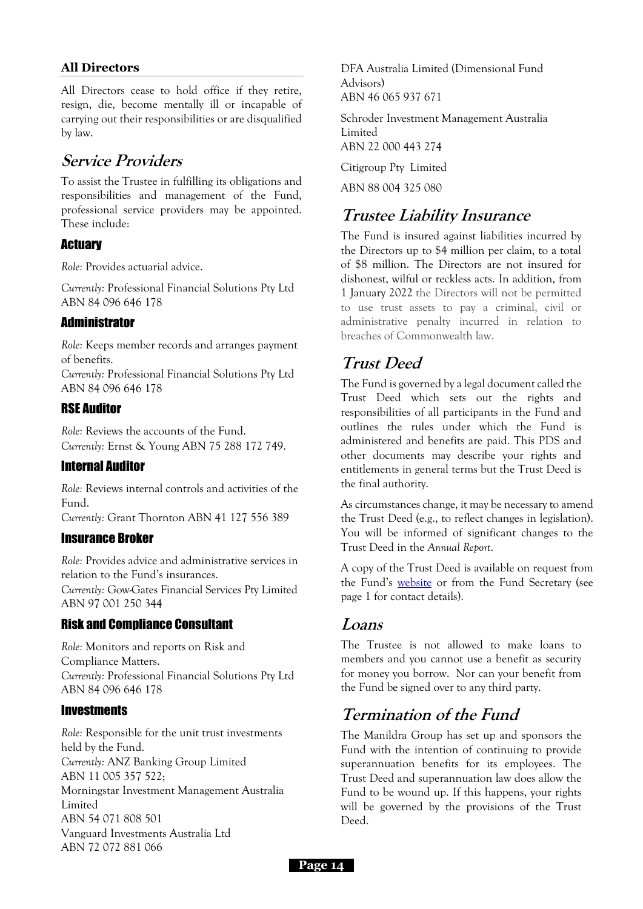### All Directors

All Directors cease to hold office if they retire, resign, die, become mentally ill or incapable of carrying out their responsibilities or are disqualified by law.

## Service Providers

To assist the Trustee in fulfilling its obligations and responsibilities and management of the Fund, professional service providers may be appointed. These include:

### Actuary

*Role:* Provides actuarial advice.

*Currently:* Professional Financial Solutions Pty Ltd ABN 84 096 646 178

### Administrator

*Role:* Keeps member records and arranges payment of benefits.
*Currently:* Professional Financial Solutions Pty Ltd ABN 84 096 646 178

### RSE Auditor

*Role:* Reviews the accounts of the Fund.
*Currently:* Ernst & Young ABN 75 288 172 749.

### Internal Auditor

*Role:* Reviews internal controls and activities of the Fund.
*Currently:* Grant Thornton ABN 41 127 556 389

### Insurance Broker

*Role:* Provides advice and administrative services in relation to the Fund's insurances.
*Currently:* Gow-Gates Financial Services Pty Limited ABN 97 001 250 344

### Risk and Compliance Consultant

*Role:* Monitors and reports on Risk and Compliance Matters.
*Currently:* Professional Financial Solutions Pty Ltd ABN 84 096 646 178

### Investments

*Role:* Responsible for the unit trust investments held by the Fund.
*Currently:* ANZ Banking Group Limited
ABN 11 005 357 522;
Morningstar Investment Management Australia Limited
ABN 54 071 808 501
Vanguard Investments Australia Ltd
ABN 72 072 881 066

DFA Australia Limited (Dimensional Fund Advisors)
ABN 46 065 937 671

Schroder Investment Management Australia Limited
ABN 22 000 443 274

Citigroup Pty Limited

ABN 88 004 325 080

## Trustee Liability Insurance

The Fund is insured against liabilities incurred by the Directors up to $4 million per claim, to a total of $8 million. The Directors are not insured for dishonest, wilful or reckless acts. In addition, from 1 January 2022 the Directors will not be permitted to use trust assets to pay a criminal, civil or administrative penalty incurred in relation to breaches of Commonwealth law.

## Trust Deed

The Fund is governed by a legal document called the Trust Deed which sets out the rights and responsibilities of all participants in the Fund and outlines the rules under which the Fund is administered and benefits are paid. This PDS and other documents may describe your rights and entitlements in general terms but the Trust Deed is the final authority.

As circumstances change, it may be necessary to amend the Trust Deed (e.g., to reflect changes in legislation). You will be informed of significant changes to the Trust Deed in the *Annual Report*.

A copy of the Trust Deed is available on request from the Fund's website or from the Fund Secretary (see page 1 for contact details).

## Loans

The Trustee is not allowed to make loans to members and you cannot use a benefit as security for money you borrow. Nor can your benefit from the Fund be signed over to any third party.

## Termination of the Fund

The Manildra Group has set up and sponsors the Fund with the intention of continuing to provide superannuation benefits for its employees. The Trust Deed and superannuation law does allow the Fund to be wound up. If this happens, your rights will be governed by the provisions of the Trust Deed.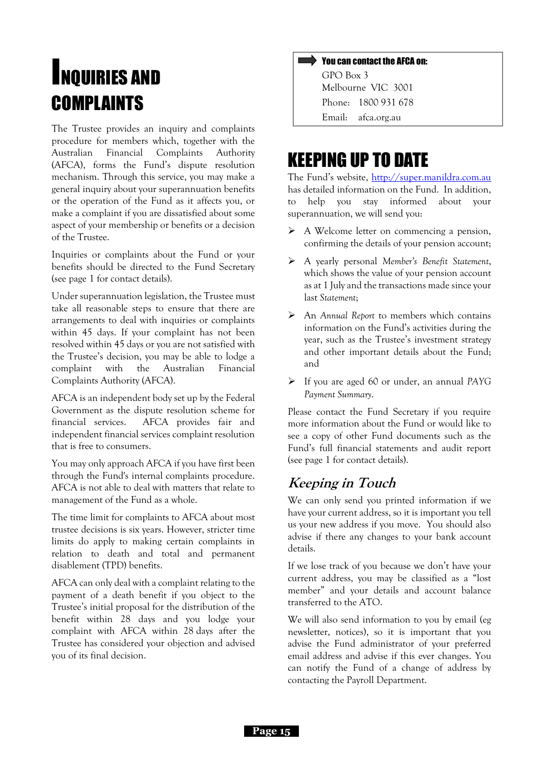# INQUIRIES AND COMPLAINTS

The Trustee provides an inquiry and complaints procedure for members which, together with the Australian Financial Complaints Authority (AFCA), forms the Fund's dispute resolution mechanism. Through this service, you may make a general inquiry about your superannuation benefits or the operation of the Fund as it affects you, or make a complaint if you are dissatisfied about some aspect of your membership or benefits or a decision of the Trustee.

Inquiries or complaints about the Fund or your benefits should be directed to the Fund Secretary (see page 1 for contact details).

Under superannuation legislation, the Trustee must take all reasonable steps to ensure that there are arrangements to deal with inquiries or complaints within 45 days. If your complaint has not been resolved within 45 days or you are not satisfied with the Trustee's decision, you may be able to lodge a complaint with the Australian Financial Complaints Authority (AFCA).

AFCA is an independent body set up by the Federal Government as the dispute resolution scheme for financial services. AFCA provides fair and independent financial services complaint resolution that is free to consumers.

You may only approach AFCA if you have first been through the Fund's internal complaints procedure. AFCA is not able to deal with matters that relate to management of the Fund as a whole.

The time limit for complaints to AFCA about most trustee decisions is six years. However, stricter time limits do apply to making certain complaints in relation to death and total and permanent disablement (TPD) benefits.

AFCA can only deal with a complaint relating to the payment of a death benefit if you object to the Trustee's initial proposal for the distribution of the benefit within 28 days and you lodge your complaint with AFCA within 28 days after the Trustee has considered your objection and advised you of its final decision.

**You can contact the AFCA on:**

GPO Box 3
Melbourne VIC 3001
Phone: 1800 931 678
Email: afca.org.au

# KEEPING UP TO DATE

The Fund's website, http://super.manildra.com.au has detailed information on the Fund. In addition, to help you stay informed about your superannuation, we will send you:

- A Welcome letter on commencing a pension, confirming the details of your pension account;
- A yearly personal *Member's Benefit Statement*, which shows the value of your pension account as at 1 July and the transactions made since your last *Statement*;
- An *Annual Report* to members which contains information on the Fund's activities during the year, such as the Trustee's investment strategy and other important details about the Fund; and
- If you are aged 60 or under, an annual *PAYG Payment Summary*.

Please contact the Fund Secretary if you require more information about the Fund or would like to see a copy of other Fund documents such as the Fund's full financial statements and audit report (see page 1 for contact details).

## *Keeping in Touch*

We can only send you printed information if we have your current address, so it is important you tell us your new address if you move. You should also advise if there any changes to your bank account details.

If we lose track of you because we don't have your current address, you may be classified as a "lost member" and your details and account balance transferred to the ATO.

We will also send information to you by email (eg newsletter, notices), so it is important that you advise the Fund administrator of your preferred email address and advise if this ever changes. You can notify the Fund of a change of address by contacting the Payroll Department.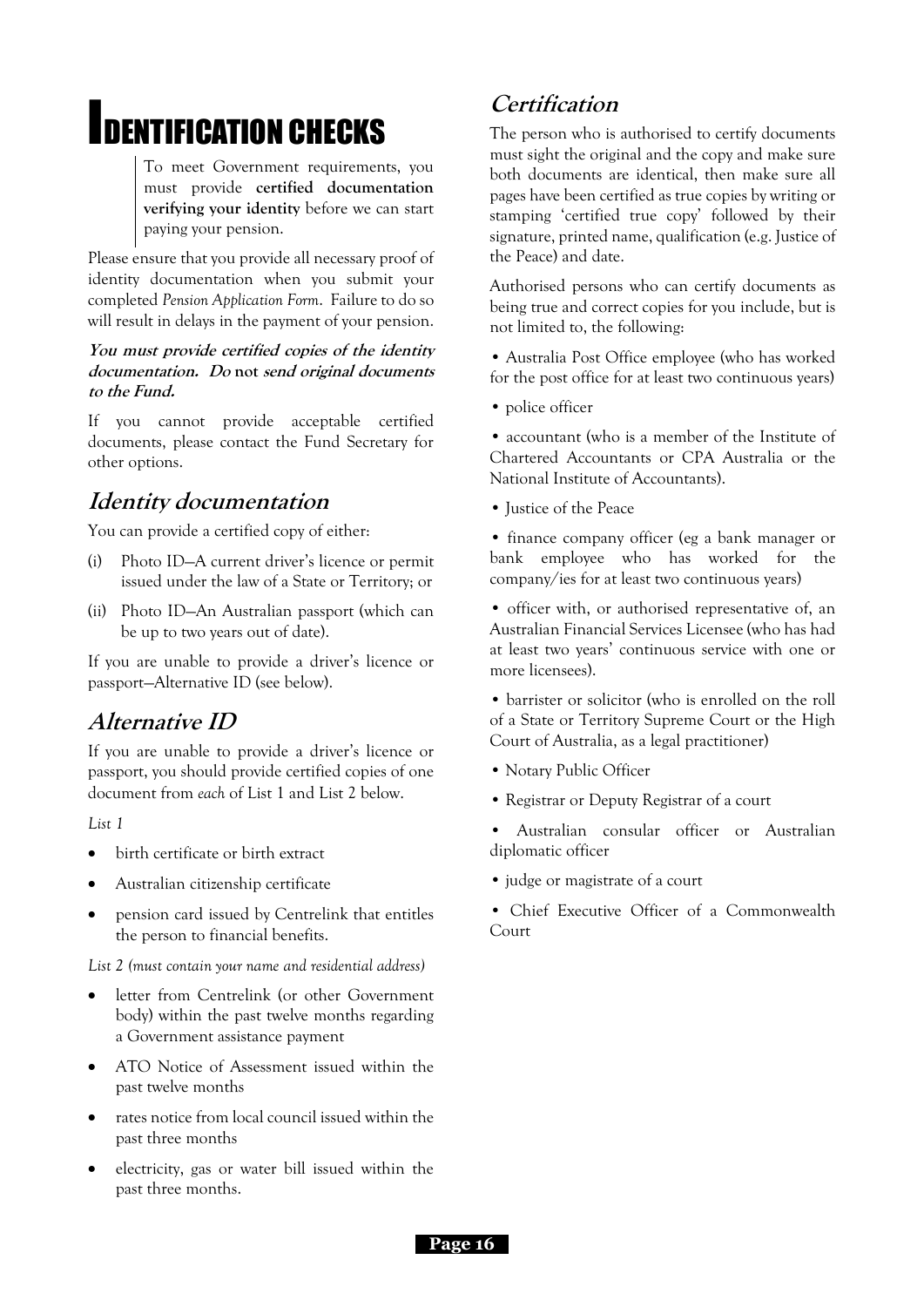# IDENTIFICATION CHECKS

To meet Government requirements, you must provide **certified documentation verifying your identity** before we can start paying your pension.

Please ensure that you provide all necessary proof of identity documentation when you submit your completed *Pension Application Form*. Failure to do so will result in delays in the payment of your pension.

***You must provide certified copies of the identity documentation. Do* not *send original documents to the Fund.***

If you cannot provide acceptable certified documents, please contact the Fund Secretary for other options.

## *Identity documentation*

You can provide a certified copy of either:

(i) Photo ID—A current driver's licence or permit issued under the law of a State or Territory; or

(ii) Photo ID—An Australian passport (which can be up to two years out of date).

If you are unable to provide a driver's licence or passport—Alternative ID (see below).

## *Alternative ID*

If you are unable to provide a driver's licence or passport, you should provide certified copies of one document from *each* of List 1 and List 2 below.

*List 1*

- birth certificate or birth extract
- Australian citizenship certificate
- pension card issued by Centrelink that entitles the person to financial benefits.

*List 2 (must contain your name and residential address)*

- letter from Centrelink (or other Government body) within the past twelve months regarding a Government assistance payment
- ATO Notice of Assessment issued within the past twelve months
- rates notice from local council issued within the past three months
- electricity, gas or water bill issued within the past three months.

## *Certification*

The person who is authorised to certify documents must sight the original and the copy and make sure both documents are identical, then make sure all pages have been certified as true copies by writing or stamping 'certified true copy' followed by their signature, printed name, qualification (e.g. Justice of the Peace) and date.

Authorised persons who can certify documents as being true and correct copies for you include, but is not limited to, the following:

- Australia Post Office employee (who has worked for the post office for at least two continuous years)
- police officer
- accountant (who is a member of the Institute of Chartered Accountants or CPA Australia or the National Institute of Accountants).
- Justice of the Peace
- finance company officer (eg a bank manager or bank employee who has worked for the company/ies for at least two continuous years)
- officer with, or authorised representative of, an Australian Financial Services Licensee (who has had at least two years' continuous service with one or more licensees).
- barrister or solicitor (who is enrolled on the roll of a State or Territory Supreme Court or the High Court of Australia, as a legal practitioner)
- Notary Public Officer
- Registrar or Deputy Registrar of a court
- Australian consular officer or Australian diplomatic officer
- judge or magistrate of a court
- Chief Executive Officer of a Commonwealth Court